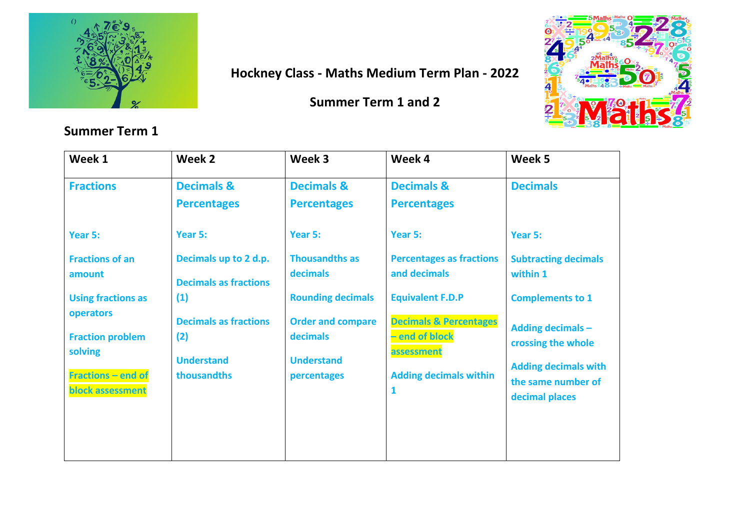# Hockney Class - Maths Medium Term Plan - 2022

## Summer Term 1 and 2

### Summer Term 1

| Week 1 | Week 2 | Week 3 | Week 4 | Week 5 |
|---|---|---|---|---|
| **Fractions**<br><br>**Year 5:**<br><br>**Fractions of an amount**<br><br>**Using fractions as operators**<br><br>**Fraction problem solving**<br><br>**Fractions – end of block assessment** | **Decimals & Percentages**<br><br>**Year 5:**<br><br>**Decimals up to 2 d.p.**<br><br>**Decimals as fractions (1)**<br><br>**Decimals as fractions (2)**<br><br>**Understand thousandths** | **Decimals & Percentages**<br><br>**Year 5:**<br><br>**Thousandths as decimals**<br><br>**Rounding decimals**<br><br>**Order and compare decimals**<br><br>**Understand percentages** | **Decimals & Percentages**<br><br>**Year 5:**<br><br>**Percentages as fractions and decimals**<br><br>**Equivalent F.D.P**<br><br>**Decimals & Percentages – end of block assessment**<br><br>**Adding decimals within 1** | **Decimals**<br><br>**Year 5:**<br><br>**Subtracting decimals within 1**<br><br>**Complements to 1**<br><br>**Adding decimals – crossing the whole**<br><br>**Adding decimals with the same number of decimal places** |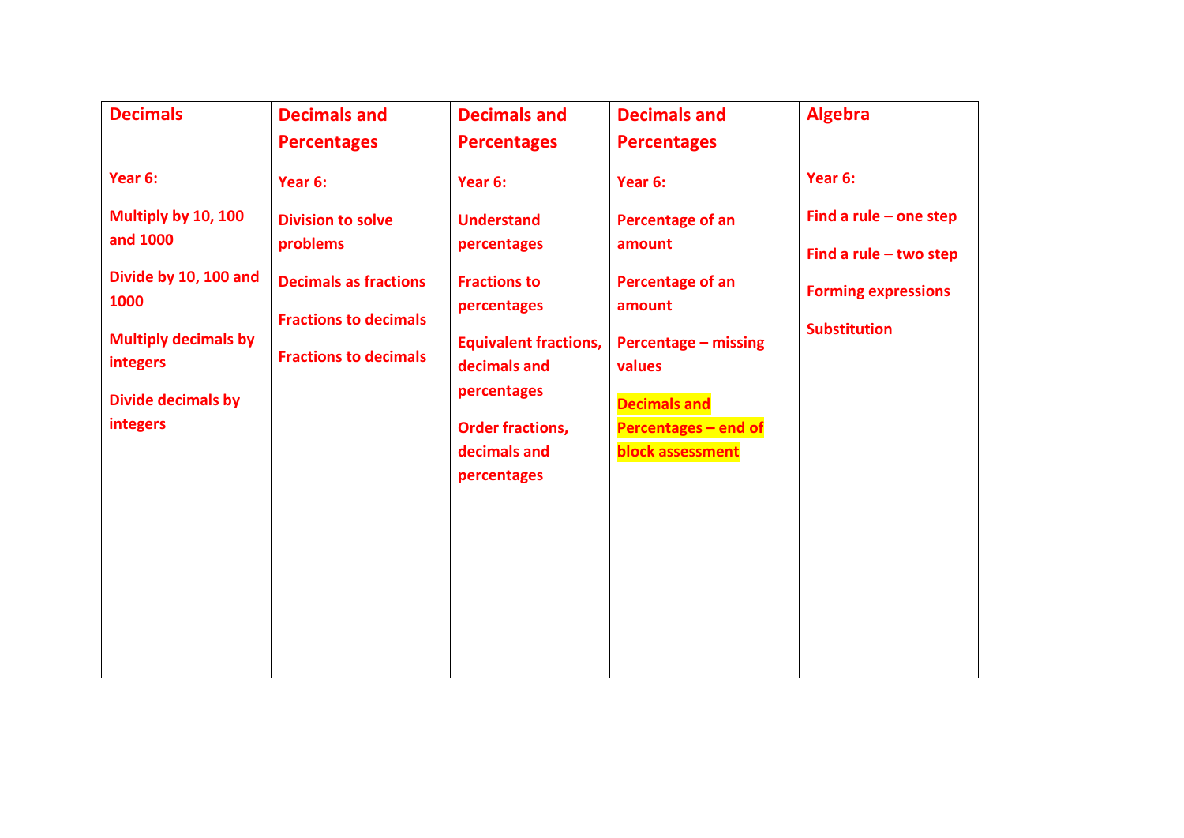| Decimals | Decimals and Percentages | Decimals and Percentages | Decimals and Percentages | Algebra |
|---|---|---|---|---|
| **Year 6:**<br><br>Multiply by 10, 100 and 1000<br><br>Divide by 10, 100 and 1000<br><br>Multiply decimals by integers<br><br>Divide decimals by integers | **Year 6:**<br><br>Division to solve problems<br><br>Decimals as fractions<br><br>Fractions to decimals<br><br>Fractions to decimals | **Year 6:**<br><br>Understand percentages<br><br>Fractions to percentages<br><br>Equivalent fractions, decimals and percentages<br><br>Order fractions, decimals and percentages | **Year 6:**<br><br>Percentage of an amount<br><br>Percentage of an amount<br><br>Percentage – missing values<br><br>Decimals and Percentages – end of block assessment | **Year 6:**<br><br>Find a rule – one step<br><br>Find a rule – two step<br><br>Forming expressions<br><br>Substitution |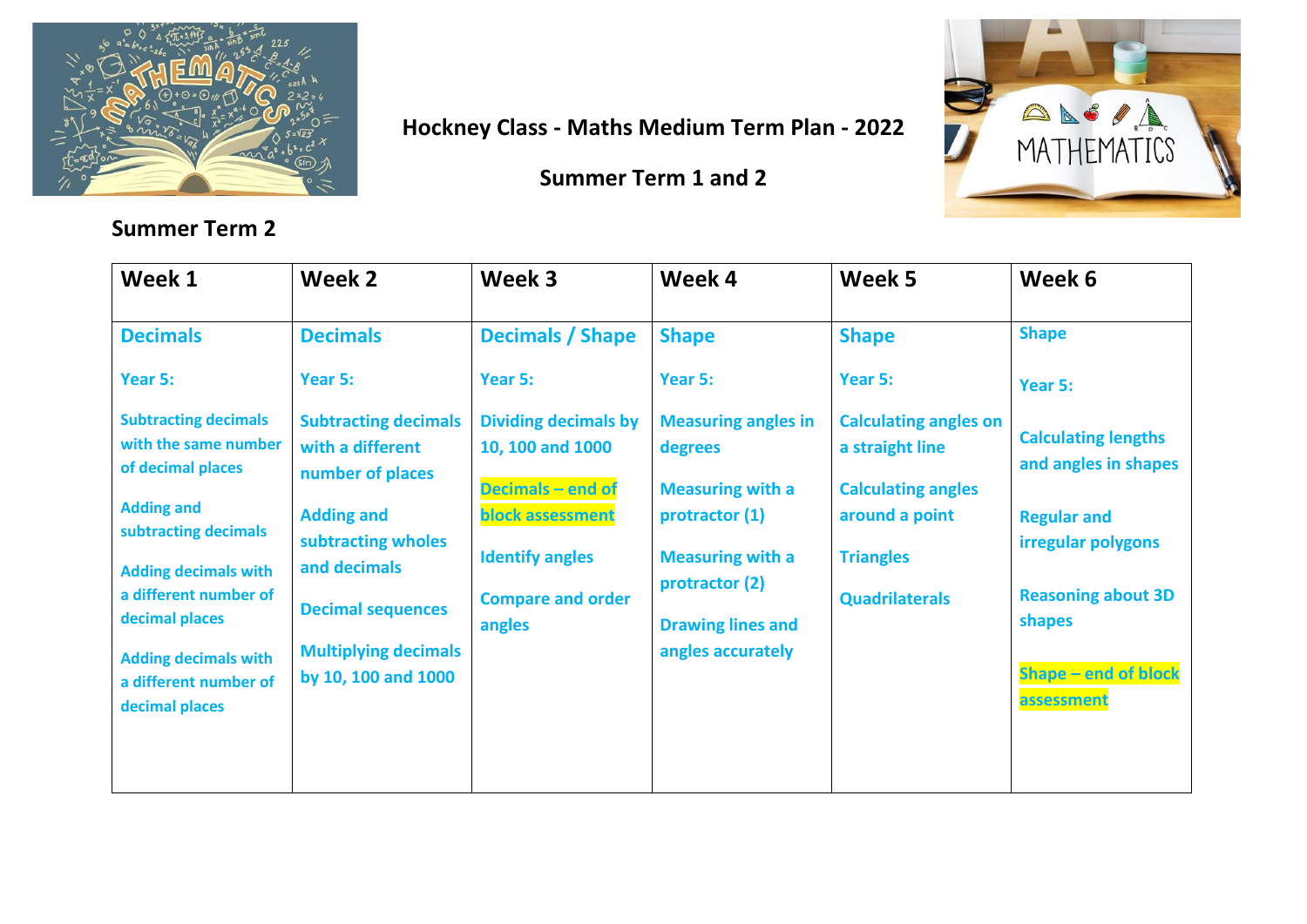# Hockney Class - Maths Medium Term Plan - 2022

## Summer Term 1 and 2

### Summer Term 2

| Week 1 | Week 2 | Week 3 | Week 4 | Week 5 | Week 6 |
|---|---|---|---|---|---|
| **Decimals**<br><br>**Year 5:**<br><br>**Subtracting decimals with the same number of decimal places**<br><br>**Adding and subtracting decimals**<br><br>**Adding decimals with a different number of decimal places**<br><br>**Adding decimals with a different number of decimal places** | **Decimals**<br><br>**Year 5:**<br><br>**Subtracting decimals with a different number of places**<br><br>**Adding and subtracting wholes and decimals**<br><br>**Decimal sequences**<br><br>**Multiplying decimals by 10, 100 and 1000** | **Decimals / Shape**<br><br>**Year 5:**<br><br>**Dividing decimals by 10, 100 and 1000**<br><br>**Decimals – end of block assessment**<br><br>**Identify angles**<br><br>**Compare and order angles** | **Shape**<br><br>**Year 5:**<br><br>**Measuring angles in degrees**<br><br>**Measuring with a protractor (1)**<br><br>**Measuring with a protractor (2)**<br><br>**Drawing lines and angles accurately** | **Shape**<br><br>**Year 5:**<br><br>**Calculating angles on a straight line**<br><br>**Calculating angles around a point**<br><br>**Triangles**<br><br>**Quadrilaterals** | **Shape**<br><br>**Year 5:**<br><br>**Calculating lengths and angles in shapes**<br><br>**Regular and irregular polygons**<br><br>**Reasoning about 3D shapes**<br><br>**Shape – end of block assessment** |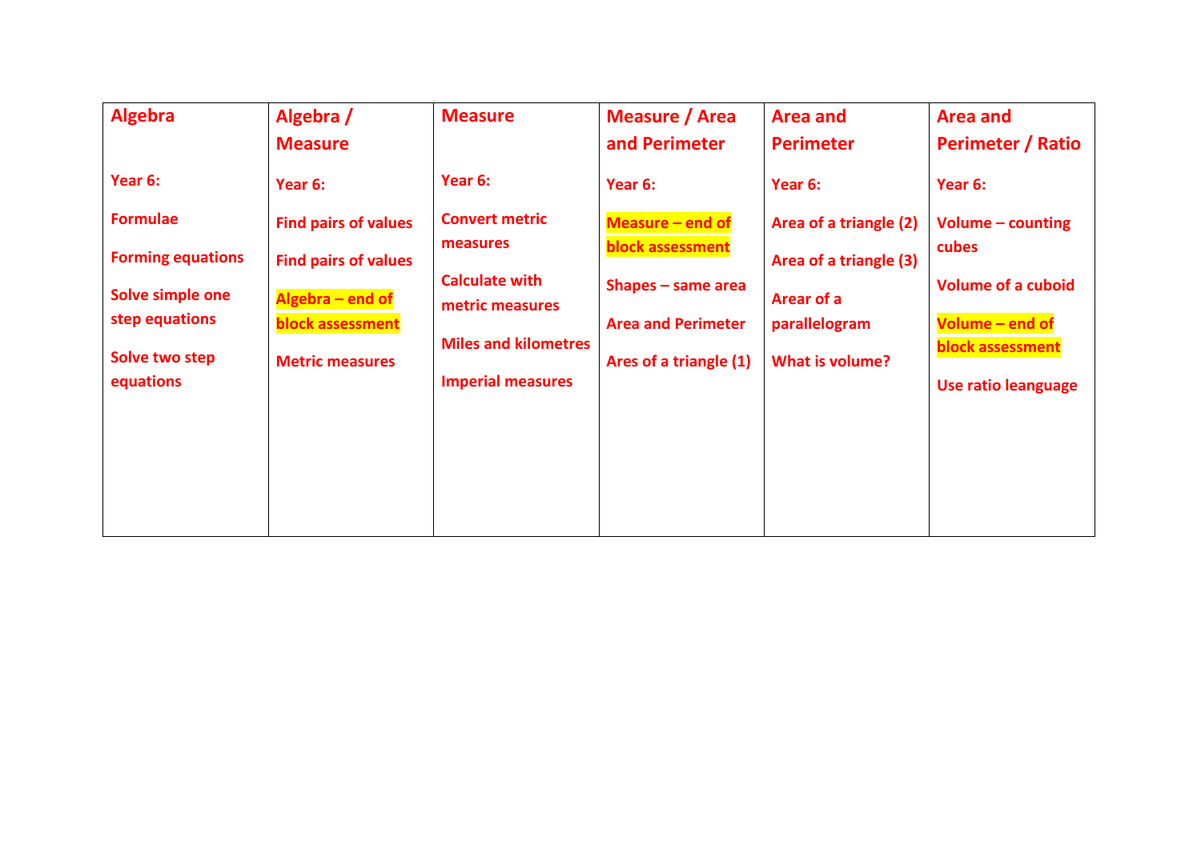| Algebra | Algebra / Measure | Measure | Measure / Area and Perimeter | Area and Perimeter | Area and Perimeter / Ratio |
|---|---|---|---|---|---|
| Year 6:<br><br>Formulae<br><br>Forming equations<br><br>Solve simple one step equations<br><br>Solve two step equations | Year 6:<br><br>Find pairs of values<br><br>Find pairs of values<br><br>Algebra – end of block assessment<br><br>Metric measures | Year 6:<br><br>Convert metric measures<br><br>Calculate with metric measures<br><br>Miles and kilometres<br><br>Imperial measures | Year 6:<br><br>Measure – end of block assessment<br><br>Shapes – same area<br><br>Area and Perimeter<br><br>Ares of a triangle (1) | Year 6:<br><br>Area of a triangle (2)<br><br>Area of a triangle (3)<br><br>Arear of a parallelogram<br><br>What is volume? | Year 6:<br><br>Volume – counting cubes<br><br>Volume of a cuboid<br><br>Volume – end of block assessment<br><br>Use ratio leanguage |